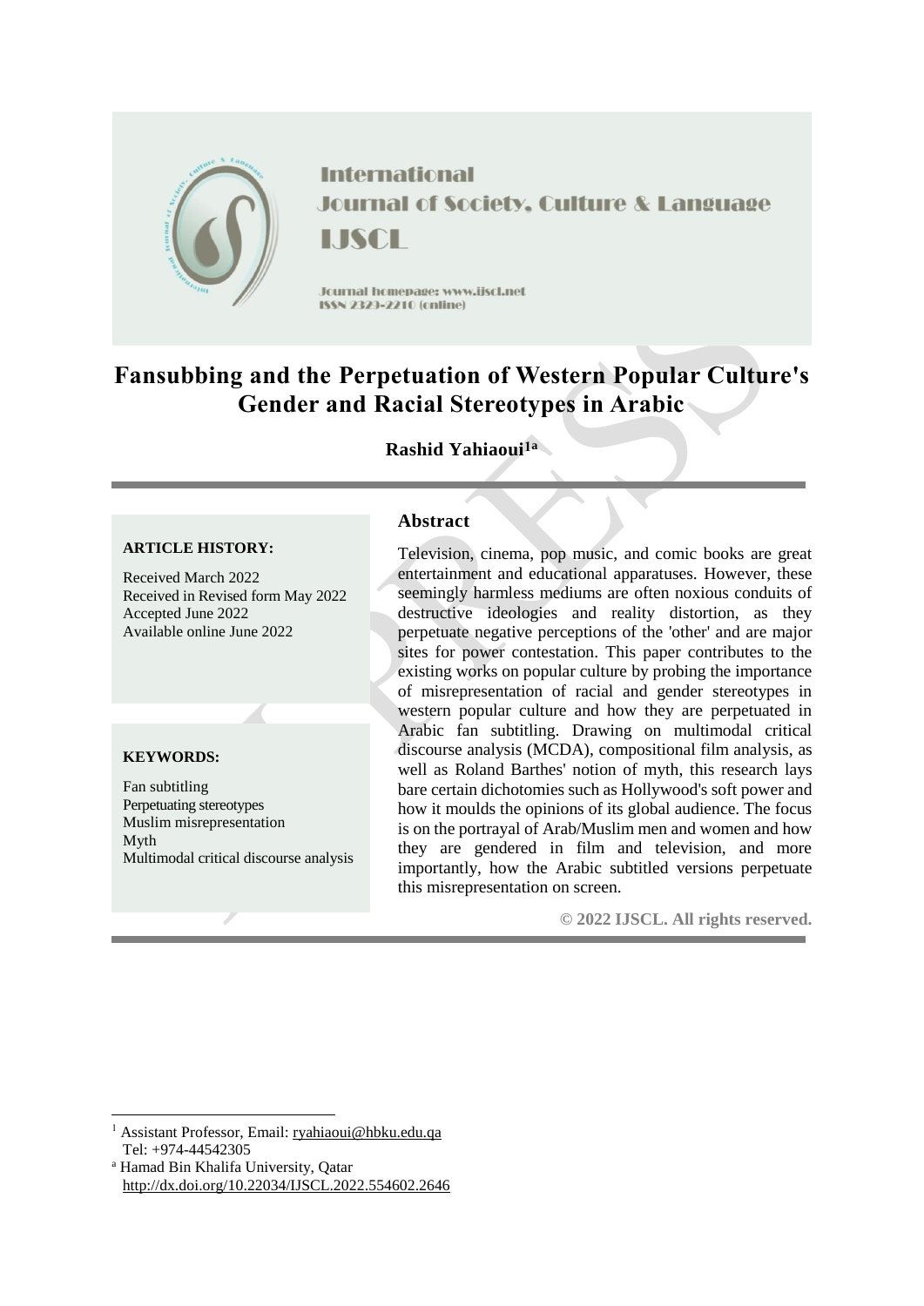International Journal of Society, Culture & Language

IJSCL

Journal homepage: www.ijscl.net

ISSN 2329-2210 (online)

# Fansubbing and the Perpetuation of Western Popular Culture's Gender and Racial Stereotypes in Arabic

**Rashid Yahiaoui[1a]**

**ARTICLE HISTORY:**

Received March 2022
Received in Revised form May 2022
Accepted June 2022
Available online June 2022

**KEYWORDS:**

Fan subtitling
Perpetuating stereotypes
Muslim misrepresentation
Myth
Multimodal critical discourse analysis

## Abstract

Television, cinema, pop music, and comic books are great entertainment and educational apparatuses. However, these seemingly harmless mediums are often noxious conduits of destructive ideologies and reality distortion, as they perpetuate negative perceptions of the 'other' and are major sites for power contestation. This paper contributes to the existing works on popular culture by probing the importance of misrepresentation of racial and gender stereotypes in western popular culture and how they are perpetuated in Arabic fan subtitling. Drawing on multimodal critical discourse analysis (MCDA), compositional film analysis, as well as Roland Barthes' notion of myth, this research lays bare certain dichotomies such as Hollywood's soft power and how it moulds the opinions of its global audience. The focus is on the portrayal of Arab/Muslim men and women and how they are gendered in film and television, and more importantly, how the Arabic subtitled versions perpetuate this misrepresentation on screen.

**© 2022 IJSCL. All rights reserved.**

---

[1] Assistant Professor, Email: ryahiaoui@hbku.edu.qa
Tel: +974-44542305

[a] Hamad Bin Khalifa University, Qatar
http://dx.doi.org/10.22034/IJSCL.2022.554602.2646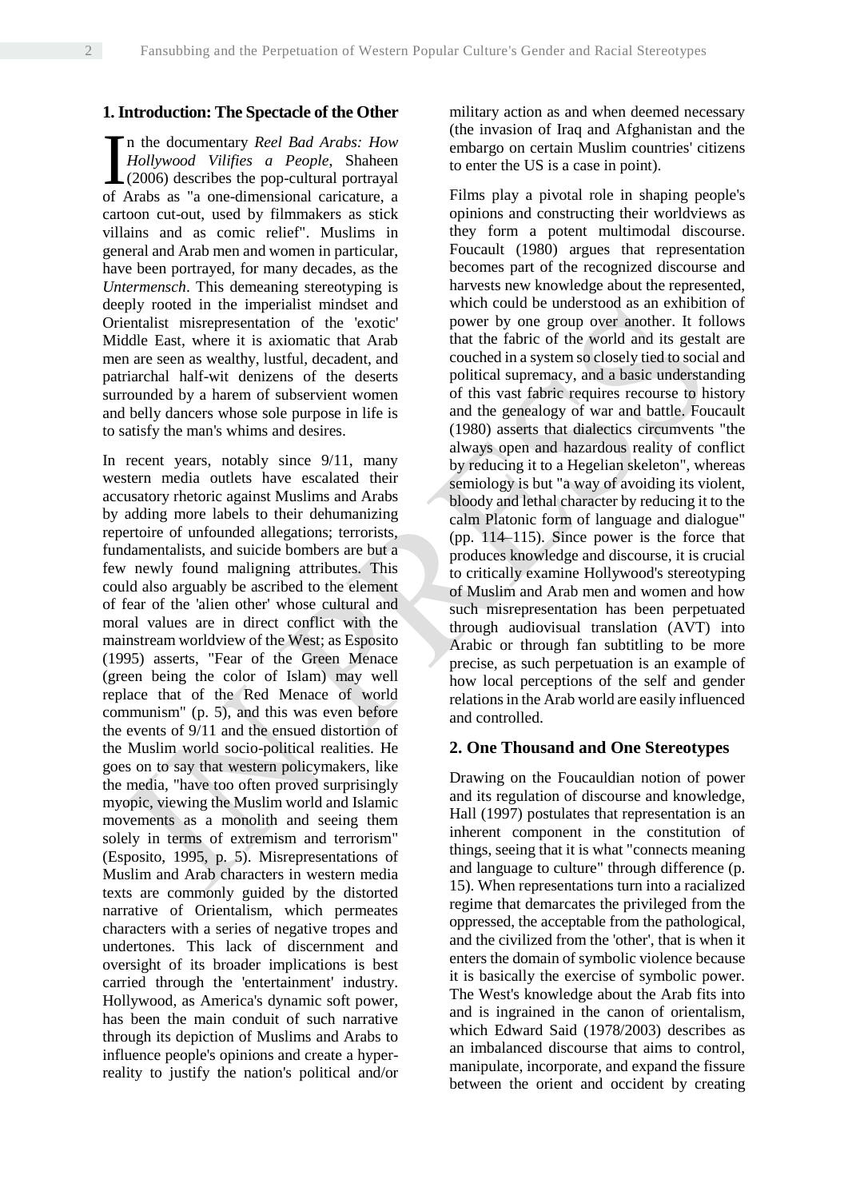## 1. Introduction: The Spectacle of the Other

In the documentary *Reel Bad Arabs: How Hollywood Vilifies a People*, Shaheen (2006) describes the pop-cultural portrayal of Arabs as "a one-dimensional caricature, a cartoon cut-out, used by filmmakers as stick villains and as comic relief". Muslims in general and Arab men and women in particular, have been portrayed, for many decades, as the *Untermensch*. This demeaning stereotyping is deeply rooted in the imperialist mindset and Orientalist misrepresentation of the 'exotic' Middle East, where it is axiomatic that Arab men are seen as wealthy, lustful, decadent, and patriarchal half-wit denizens of the deserts surrounded by a harem of subservient women and belly dancers whose sole purpose in life is to satisfy the man's whims and desires.

In recent years, notably since 9/11, many western media outlets have escalated their accusatory rhetoric against Muslims and Arabs by adding more labels to their dehumanizing repertoire of unfounded allegations; terrorists, fundamentalists, and suicide bombers are but a few newly found maligning attributes. This could also arguably be ascribed to the element of fear of the 'alien other' whose cultural and moral values are in direct conflict with the mainstream worldview of the West; as Esposito (1995) asserts, "Fear of the Green Menace (green being the color of Islam) may well replace that of the Red Menace of world communism" (p. 5), and this was even before the events of 9/11 and the ensued distortion of the Muslim world socio-political realities. He goes on to say that western policymakers, like the media, "have too often proved surprisingly myopic, viewing the Muslim world and Islamic movements as a monolith and seeing them solely in terms of extremism and terrorism" (Esposito, 1995, p. 5). Misrepresentations of Muslim and Arab characters in western media texts are commonly guided by the distorted narrative of Orientalism, which permeates characters with a series of negative tropes and undertones. This lack of discernment and oversight of its broader implications is best carried through the 'entertainment' industry. Hollywood, as America's dynamic soft power, has been the main conduit of such narrative through its depiction of Muslims and Arabs to influence people's opinions and create a hyper-reality to justify the nation's political and/or military action as and when deemed necessary (the invasion of Iraq and Afghanistan and the embargo on certain Muslim countries' citizens to enter the US is a case in point).

Films play a pivotal role in shaping people's opinions and constructing their worldviews as they form a potent multimodal discourse. Foucault (1980) argues that representation becomes part of the recognized discourse and harvests new knowledge about the represented, which could be understood as an exhibition of power by one group over another. It follows that the fabric of the world and its gestalt are couched in a system so closely tied to social and political supremacy, and a basic understanding of this vast fabric requires recourse to history and the genealogy of war and battle. Foucault (1980) asserts that dialectics circumvents "the always open and hazardous reality of conflict by reducing it to a Hegelian skeleton", whereas semiology is but "a way of avoiding its violent, bloody and lethal character by reducing it to the calm Platonic form of language and dialogue" (pp. 114–115). Since power is the force that produces knowledge and discourse, it is crucial to critically examine Hollywood's stereotyping of Muslim and Arab men and women and how such misrepresentation has been perpetuated through audiovisual translation (AVT) into Arabic or through fan subtitling to be more precise, as such perpetuation is an example of how local perceptions of the self and gender relations in the Arab world are easily influenced and controlled.

## 2. One Thousand and One Stereotypes

Drawing on the Foucauldian notion of power and its regulation of discourse and knowledge, Hall (1997) postulates that representation is an inherent component in the constitution of things, seeing that it is what "connects meaning and language to culture" through difference (p. 15). When representations turn into a racialized regime that demarcates the privileged from the oppressed, the acceptable from the pathological, and the civilized from the 'other', that is when it enters the domain of symbolic violence because it is basically the exercise of symbolic power. The West's knowledge about the Arab fits into and is ingrained in the canon of orientalism, which Edward Said (1978/2003) describes as an imbalanced discourse that aims to control, manipulate, incorporate, and expand the fissure between the orient and occident by creating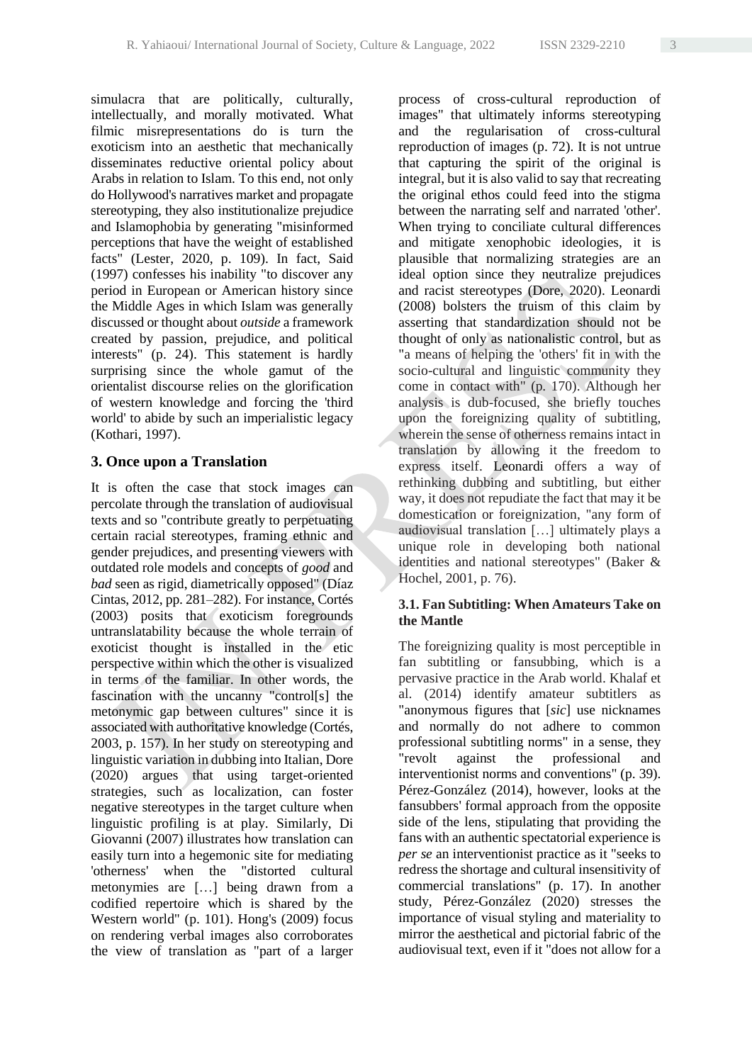simulacra that are politically, culturally, intellectually, and morally motivated. What filmic misrepresentations do is turn the exoticism into an aesthetic that mechanically disseminates reductive oriental policy about Arabs in relation to Islam. To this end, not only do Hollywood's narratives market and propagate stereotyping, they also institutionalize prejudice and Islamophobia by generating "misinformed perceptions that have the weight of established facts" (Lester, 2020, p. 109). In fact, Said (1997) confesses his inability "to discover any period in European or American history since the Middle Ages in which Islam was generally discussed or thought about *outside* a framework created by passion, prejudice, and political interests" (p. 24). This statement is hardly surprising since the whole gamut of the orientalist discourse relies on the glorification of western knowledge and forcing the 'third world' to abide by such an imperialistic legacy (Kothari, 1997).

## 3. Once upon a Translation

It is often the case that stock images can percolate through the translation of audiovisual texts and so "contribute greatly to perpetuating certain racial stereotypes, framing ethnic and gender prejudices, and presenting viewers with outdated role models and concepts of *good* and *bad* seen as rigid, diametrically opposed" (Díaz Cintas, 2012, pp. 281–282). For instance, Cortés (2003) posits that exoticism foregrounds untranslatability because the whole terrain of exoticist thought is installed in the etic perspective within which the other is visualized in terms of the familiar. In other words, the fascination with the uncanny "control[s] the metonymic gap between cultures" since it is associated with authoritative knowledge (Cortés, 2003, p. 157). In her study on stereotyping and linguistic variation in dubbing into Italian, Dore (2020) argues that using target-oriented strategies, such as localization, can foster negative stereotypes in the target culture when linguistic profiling is at play. Similarly, Di Giovanni (2007) illustrates how translation can easily turn into a hegemonic site for mediating 'otherness' when the "distorted cultural metonymies are […] being drawn from a codified repertoire which is shared by the Western world" (p. 101). Hong's (2009) focus on rendering verbal images also corroborates the view of translation as "part of a larger process of cross-cultural reproduction of images" that ultimately informs stereotyping and the regularisation of cross-cultural reproduction of images (p. 72). It is not untrue that capturing the spirit of the original is integral, but it is also valid to say that recreating the original ethos could feed into the stigma between the narrating self and narrated 'other'. When trying to conciliate cultural differences and mitigate xenophobic ideologies, it is plausible that normalizing strategies are an ideal option since they neutralize prejudices and racist stereotypes (Dore, 2020). Leonardi (2008) bolsters the truism of this claim by asserting that standardization should not be thought of only as nationalistic control, but as "a means of helping the 'others' fit in with the socio-cultural and linguistic community they come in contact with" (p. 170). Although her analysis is dub-focused, she briefly touches upon the foreignizing quality of subtitling, wherein the sense of otherness remains intact in translation by allowing it the freedom to express itself. Leonardi offers a way of rethinking dubbing and subtitling, but either way, it does not repudiate the fact that may it be domestication or foreignization, "any form of audiovisual translation […] ultimately plays a unique role in developing both national identities and national stereotypes" (Baker & Hochel, 2001, p. 76).

### 3.1. Fan Subtitling: When Amateurs Take on the Mantle

The foreignizing quality is most perceptible in fan subtitling or fansubbing, which is a pervasive practice in the Arab world. Khalaf et al. (2014) identify amateur subtitlers as "anonymous figures that [*sic*] use nicknames and normally do not adhere to common professional subtitling norms" in a sense, they "revolt against the professional and interventionist norms and conventions" (p. 39). Pérez-González (2014), however, looks at the fansubbers' formal approach from the opposite side of the lens, stipulating that providing the fans with an authentic spectatorial experience is *per se* an interventionist practice as it "seeks to redress the shortage and cultural insensitivity of commercial translations" (p. 17). In another study, Pérez-González (2020) stresses the importance of visual styling and materiality to mirror the aesthetical and pictorial fabric of the audiovisual text, even if it "does not allow for a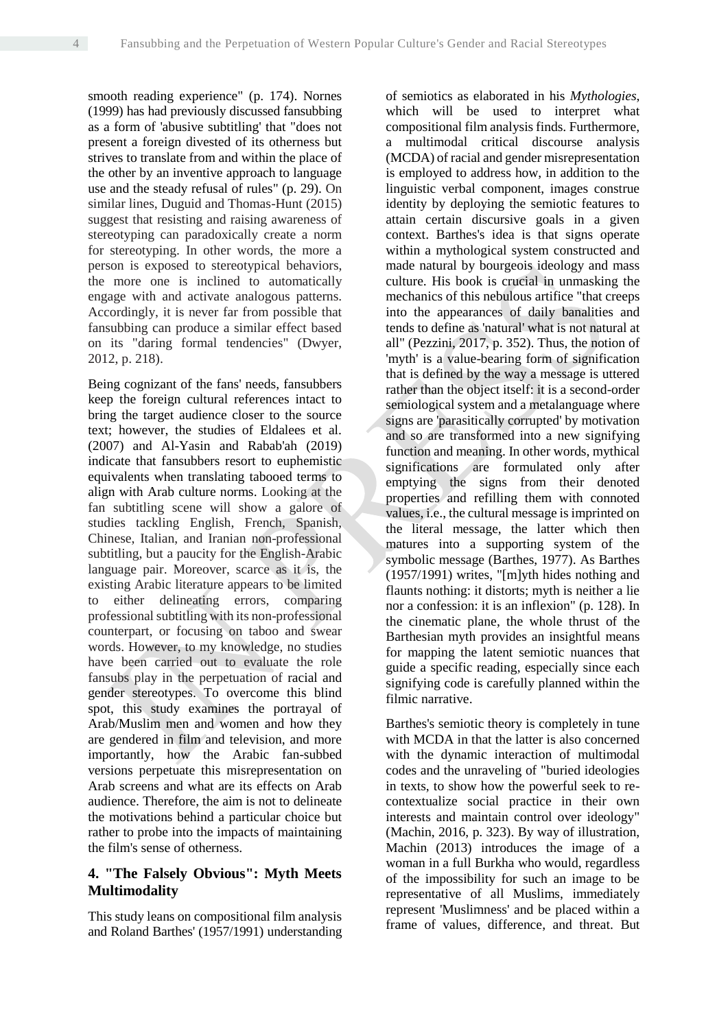smooth reading experience" (p. 174). Nornes (1999) has had previously discussed fansubbing as a form of 'abusive subtitling' that "does not present a foreign divested of its otherness but strives to translate from and within the place of the other by an inventive approach to language use and the steady refusal of rules" (p. 29). On similar lines, Duguid and Thomas-Hunt (2015) suggest that resisting and raising awareness of stereotyping can paradoxically create a norm for stereotyping. In other words, the more a person is exposed to stereotypical behaviors, the more one is inclined to automatically engage with and activate analogous patterns. Accordingly, it is never far from possible that fansubbing can produce a similar effect based on its "daring formal tendencies" (Dwyer, 2012, p. 218).

Being cognizant of the fans' needs, fansubbers keep the foreign cultural references intact to bring the target audience closer to the source text; however, the studies of Eldalees et al. (2007) and Al-Yasin and Rabab'ah (2019) indicate that fansubbers resort to euphemistic equivalents when translating tabooed terms to align with Arab culture norms. Looking at the fan subtitling scene will show a galore of studies tackling English, French, Spanish, Chinese, Italian, and Iranian non-professional subtitling, but a paucity for the English-Arabic language pair. Moreover, scarce as it is, the existing Arabic literature appears to be limited to either delineating errors, comparing professional subtitling with its non-professional counterpart, or focusing on taboo and swear words. However, to my knowledge, no studies have been carried out to evaluate the role fansubs play in the perpetuation of racial and gender stereotypes. To overcome this blind spot, this study examines the portrayal of Arab/Muslim men and women and how they are gendered in film and television, and more importantly, how the Arabic fan-subbed versions perpetuate this misrepresentation on Arab screens and what are its effects on Arab audience. Therefore, the aim is not to delineate the motivations behind a particular choice but rather to probe into the impacts of maintaining the film's sense of otherness.

## 4. "The Falsely Obvious": Myth Meets Multimodality

This study leans on compositional film analysis and Roland Barthes' (1957/1991) understanding of semiotics as elaborated in his *Mythologies*, which will be used to interpret what compositional film analysis finds. Furthermore, a multimodal critical discourse analysis (MCDA) of racial and gender misrepresentation is employed to address how, in addition to the linguistic verbal component, images construe identity by deploying the semiotic features to attain certain discursive goals in a given context. Barthes's idea is that signs operate within a mythological system constructed and made natural by bourgeois ideology and mass culture. His book is crucial in unmasking the mechanics of this nebulous artifice "that creeps into the appearances of daily banalities and tends to define as 'natural' what is not natural at all" (Pezzini, 2017, p. 352). Thus, the notion of 'myth' is a value-bearing form of signification that is defined by the way a message is uttered rather than the object itself: it is a second-order semiological system and a metalanguage where signs are 'parasitically corrupted' by motivation and so are transformed into a new signifying function and meaning. In other words, mythical significations are formulated only after emptying the signs from their denoted properties and refilling them with connoted values, i.e., the cultural message is imprinted on the literal message, the latter which then matures into a supporting system of the symbolic message (Barthes, 1977). As Barthes (1957/1991) writes, "[m]yth hides nothing and flaunts nothing: it distorts; myth is neither a lie nor a confession: it is an inflexion" (p. 128). In the cinematic plane, the whole thrust of the Barthesian myth provides an insightful means for mapping the latent semiotic nuances that guide a specific reading, especially since each signifying code is carefully planned within the filmic narrative.

Barthes's semiotic theory is completely in tune with MCDA in that the latter is also concerned with the dynamic interaction of multimodal codes and the unraveling of "buried ideologies in texts, to show how the powerful seek to re-contextualize social practice in their own interests and maintain control over ideology" (Machin, 2016, p. 323). By way of illustration, Machin (2013) introduces the image of a woman in a full Burkha who would, regardless of the impossibility for such an image to be representative of all Muslims, immediately represent 'Muslimness' and be placed within a frame of values, difference, and threat. But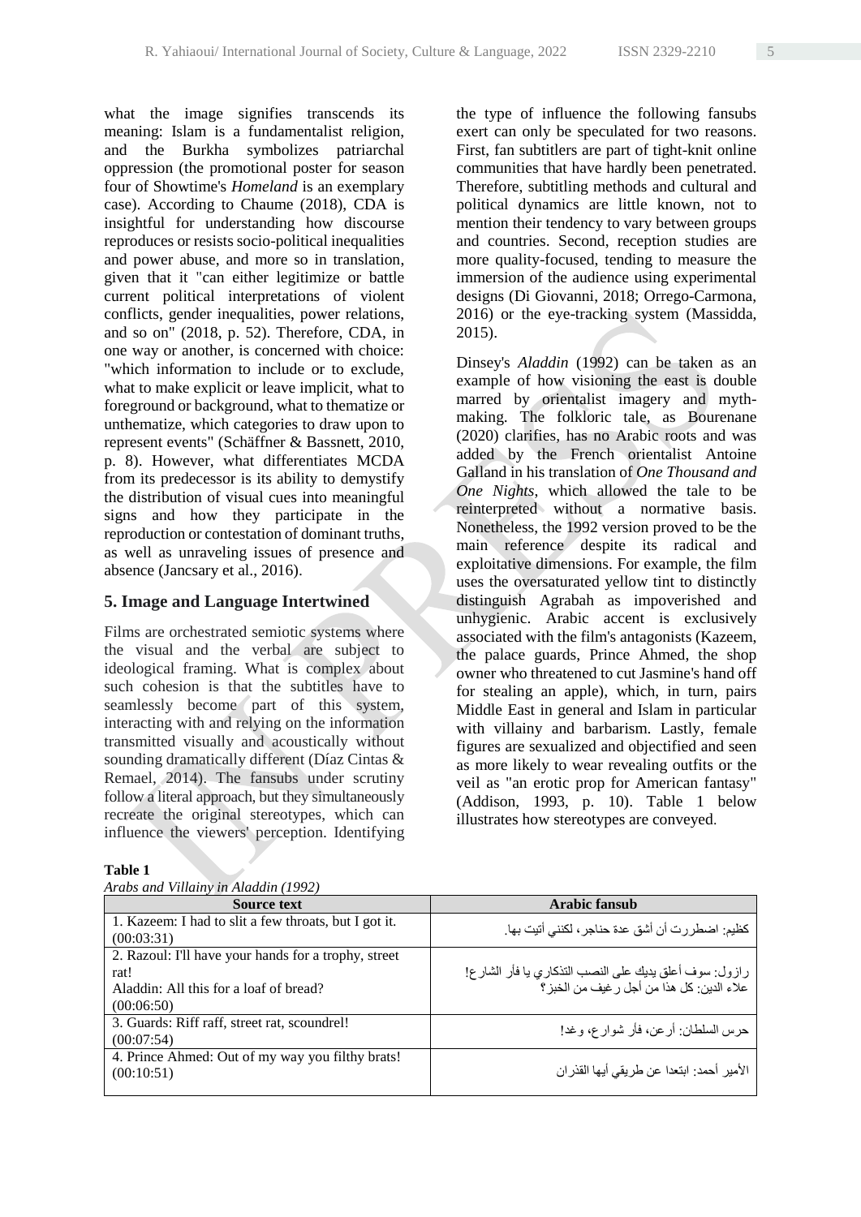what the image signifies transcends its meaning: Islam is a fundamentalist religion, and the Burkha symbolizes patriarchal oppression (the promotional poster for season four of Showtime's *Homeland* is an exemplary case). According to Chaume (2018), CDA is insightful for understanding how discourse reproduces or resists socio-political inequalities and power abuse, and more so in translation, given that it "can either legitimize or battle current political interpretations of violent conflicts, gender inequalities, power relations, and so on" (2018, p. 52). Therefore, CDA, in one way or another, is concerned with choice: "which information to include or to exclude, what to make explicit or leave implicit, what to foreground or background, what to thematize or unthematize, which categories to draw upon to represent events" (Schäffner & Bassnett, 2010, p. 8). However, what differentiates MCDA from its predecessor is its ability to demystify the distribution of visual cues into meaningful signs and how they participate in the reproduction or contestation of dominant truths, as well as unraveling issues of presence and absence (Jancsary et al., 2016).

## 5. Image and Language Intertwined

Films are orchestrated semiotic systems where the visual and the verbal are subject to ideological framing. What is complex about such cohesion is that the subtitles have to seamlessly become part of this system, interacting with and relying on the information transmitted visually and acoustically without sounding dramatically different (Díaz Cintas & Remael, 2014). The fansubs under scrutiny follow a literal approach, but they simultaneously recreate the original stereotypes, which can influence the viewers' perception. Identifying the type of influence the following fansubs exert can only be speculated for two reasons. First, fan subtitlers are part of tight-knit online communities that have hardly been penetrated. Therefore, subtitling methods and cultural and political dynamics are little known, not to mention their tendency to vary between groups and countries. Second, reception studies are more quality-focused, tending to measure the immersion of the audience using experimental designs (Di Giovanni, 2018; Orrego-Carmona, 2016) or the eye-tracking system (Massidda, 2015).

Dinsey's *Aladdin* (1992) can be taken as an example of how visioning the east is double marred by orientalist imagery and myth-making. The folkloric tale, as Bourenane (2020) clarifies, has no Arabic roots and was added by the French orientalist Antoine Galland in his translation of *One Thousand and One Nights*, which allowed the tale to be reinterpreted without a normative basis. Nonetheless, the 1992 version proved to be the main reference despite its radical and exploitative dimensions. For example, the film uses the oversaturated yellow tint to distinctly distinguish Agrabah as impoverished and unhygienic. Arabic accent is exclusively associated with the film's antagonists (Kazeem, the palace guards, Prince Ahmed, the shop owner who threatened to cut Jasmine's hand off for stealing an apple), which, in turn, pairs Middle East in general and Islam in particular with villainy and barbarism. Lastly, female figures are sexualized and objectified and seen as more likely to wear revealing outfits or the veil as "an erotic prop for American fantasy" (Addison, 1993, p. 10). Table 1 below illustrates how stereotypes are conveyed.

**Table 1**

*Arabs and Villainy in Aladdin (1992)*

| Source text | Arabic fansub |
|---|---|
| 1. Kazeem: I had to slit a few throats, but I got it. (00:03:31) | كظيم: اضطررت أن أشق عدة حناجر، لكنني أتيت بها. |
| 2. Razoul: I'll have your hands for a trophy, street rat! Aladdin: All this for a loaf of bread? (00:06:50) | رازول: سوف أعلق يديك على النصب التذكاري يا فأر الشارع! علاء الدين: كل هذا من أجل رغيف من الخبز؟ |
| 3. Guards: Riff raff, street rat, scoundrel! (00:07:54) | حرس السلطان: أرعن، فأر شوارع، وغد! |
| 4. Prince Ahmed: Out of my way you filthy brats! (00:10:51) | الأمير أحمد: ابتعدا عن طريقي أيها القذران |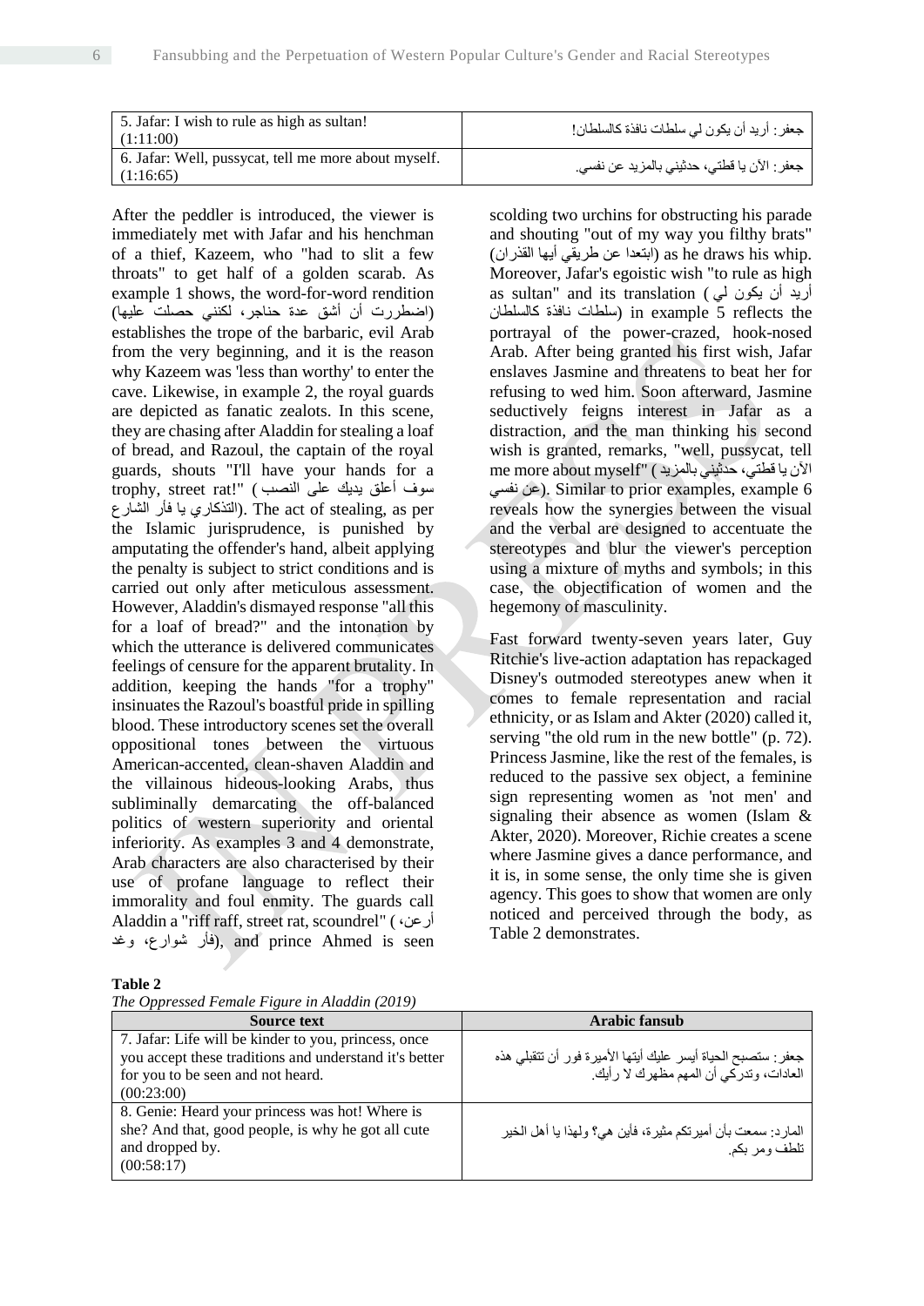| | |
|---|---|
| 5. Jafar: I wish to rule as high as sultan! (1:11:00) | جعفر: أريد أن يكون لي سلطات نافذة كالسلطان! |
| 6. Jafar: Well, pussycat, tell me more about myself. (1:16:65) | جعفر: الآن يا قطتي، حدثيني بالمزيد عن نفسي. |

After the peddler is introduced, the viewer is immediately met with Jafar and his henchman of a thief, Kazeem, who "had to slit a few throats" to get half of a golden scarab. As example 1 shows, the word-for-word rendition (اضطررت أن أشق عدة حناجر، لكنني حصلت عليها) establishes the trope of the barbaric, evil Arab from the very beginning, and it is the reason why Kazeem was 'less than worthy' to enter the cave. Likewise, in example 2, the royal guards are depicted as fanatic zealots. In this scene, they are chasing after Aladdin for stealing a loaf of bread, and Razoul, the captain of the royal guards, shouts "I'll have your hands for a trophy, street rat!" (سوف أعلق يديك على النصب التذكاري يا فأر الشارع). The act of stealing, as per the Islamic jurisprudence, is punished by amputating the offender's hand, albeit applying the penalty is subject to strict conditions and is carried out only after meticulous assessment. However, Aladdin's dismayed response "all this for a loaf of bread?" and the intonation by which the utterance is delivered communicates feelings of censure for the apparent brutality. In addition, keeping the hands "for a trophy" insinuates the Razoul's boastful pride in spilling blood. These introductory scenes set the overall oppositional tones between the virtuous American-accented, clean-shaven Aladdin and the villainous hideous-looking Arabs, thus subliminally demarcating the off-balanced politics of western superiority and oriental inferiority. As examples 3 and 4 demonstrate, Arab characters are also characterised by their use of profane language to reflect their immorality and foul enmity. The guards call Aladdin a "riff raff, street rat, scoundrel" (أرعن، فأر شوارع، وغد), and prince Ahmed is seen scolding two urchins for obstructing his parade and shouting "out of my way you filthy brats" (ابتعدا عن طريقي أيها القذران) as he draws his whip. Moreover, Jafar's egoistic wish "to rule as high as sultan" and its translation (أريد أن يكون لي سلطات نافذة كالسلطان) in example 5 reflects the portrayal of the power-crazed, hook-nosed Arab. After being granted his first wish, Jafar enslaves Jasmine and threatens to beat her for refusing to wed him. Soon afterward, Jasmine seductively feigns interest in Jafar as a distraction, and the man thinking his second wish is granted, remarks, "well, pussycat, tell me more about myself" (الآن يا قطتي، حدثيني بالمزيد عن نفسي). Similar to prior examples, example 6 reveals how the synergies between the visual and the verbal are designed to accentuate the stereotypes and blur the viewer's perception using a mixture of myths and symbols; in this case, the objectification of women and the hegemony of masculinity.

Fast forward twenty-seven years later, Guy Ritchie's live-action adaptation has repackaged Disney's outmoded stereotypes anew when it comes to female representation and racial ethnicity, or as Islam and Akter (2020) called it, serving "the old rum in the new bottle" (p. 72). Princess Jasmine, like the rest of the females, is reduced to the passive sex object, a feminine sign representing women as 'not men' and signaling their absence as women (Islam & Akter, 2020). Moreover, Richie creates a scene where Jasmine gives a dance performance, and it is, in some sense, the only time she is given agency. This goes to show that women are only noticed and perceived through the body, as Table 2 demonstrates.

**Table 2**

*The Oppressed Female Figure in Aladdin (2019)*

| Source text | Arabic fansub |
|---|---|
| 7. Jafar: Life will be kinder to you, princess, once you accept these traditions and understand it's better for you to be seen and not heard. (00:23:00) | جعفر: ستصبح الحياة أيسر عليك أيتها الأميرة فور أن تتقبلي هذه العادات، وتدركي أن المهم مظهرك لا رأيك. |
| 8. Genie: Heard your princess was hot! Where is she? And that, good people, is why he got all cute and dropped by. (00:58:17) | المارد: سمعت بأن أميرتكم مثيرة، فأين هي؟ ولهذا يا أهل الخير تلطف ومر بكم. |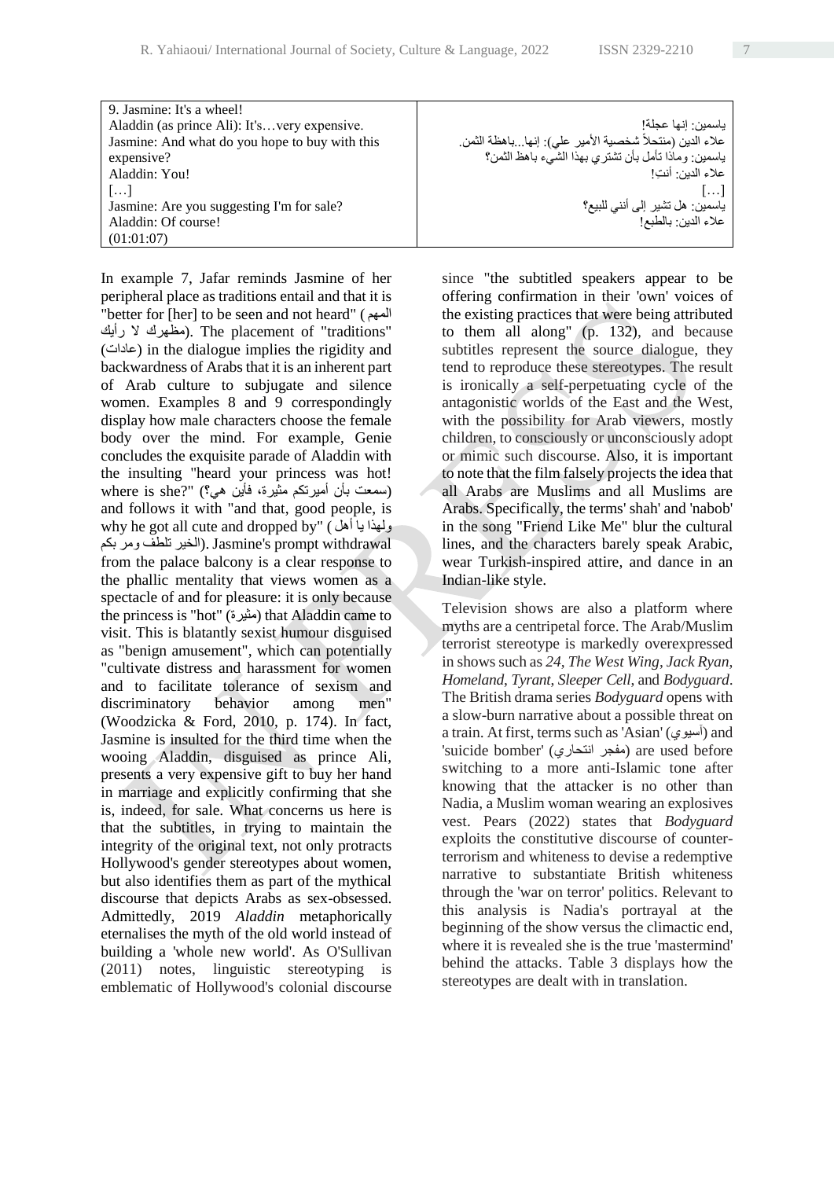| 9. Jasmine: It's a wheel!<br>Aladdin (as prince Ali): It's…very expensive.<br>Jasmine: And what do you hope to buy with this expensive?<br>Aladdin: You!<br>[…]<br>Jasmine: Are you suggesting I'm for sale?<br>Aladdin: Of course!<br>(01:01:07) | ياسمين: إنها عجلة!<br>علاء الدين (منتحلاً شخصية الأمير علي): إنها...باهظة الثمن.<br>ياسمين: وماذا تأمل بأن تشتري بهذا الشيء باهظ الثمن؟<br>علاء الدين: أنتِ!<br>[…]<br>ياسمين: هل تشير إلى أنني للبيع؟<br>علاء الدين: بالطبع! |
|---|---|

In example 7, Jafar reminds Jasmine of her peripheral place as traditions entail and that it is "better for [her] to be seen and not heard" (المهم مظهرك لا رأيك). The placement of "traditions" (عادات) in the dialogue implies the rigidity and backwardness of Arabs that it is an inherent part of Arab culture to subjugate and silence women. Examples 8 and 9 correspondingly display how male characters choose the female body over the mind. For example, Genie concludes the exquisite parade of Aladdin with the insulting "heard your princess was hot! where is she?" (سمعت بأن أميرتكم مثيرة، فأين هي؟) and follows it with "and that, good people, is why he got all cute and dropped by" (ولهذا يا أهل الخير تلطف ومر بكم). Jasmine's prompt withdrawal from the palace balcony is a clear response to the phallic mentality that views women as a spectacle of and for pleasure: it is only because the princess is "hot" (مثيرة) that Aladdin came to visit. This is blatantly sexist humour disguised as "benign amusement", which can potentially "cultivate distress and harassment for women and to facilitate tolerance of sexism and discriminatory behavior among men" (Woodzicka & Ford, 2010, p. 174). In fact, Jasmine is insulted for the third time when the wooing Aladdin, disguised as prince Ali, presents a very expensive gift to buy her hand in marriage and explicitly confirming that she is, indeed, for sale. What concerns us here is that the subtitles, in trying to maintain the integrity of the original text, not only protracts Hollywood's gender stereotypes about women, but also identifies them as part of the mythical discourse that depicts Arabs as sex-obsessed. Admittedly, 2019 *Aladdin* metaphorically eternalises the myth of the old world instead of building a 'whole new world'. As O'Sullivan (2011) notes, linguistic stereotyping is emblematic of Hollywood's colonial discourse since "the subtitled speakers appear to be offering confirmation in their 'own' voices of the existing practices that were being attributed to them all along" (p. 132), and because subtitles represent the source dialogue, they tend to reproduce these stereotypes. The result is ironically a self-perpetuating cycle of the antagonistic worlds of the East and the West, with the possibility for Arab viewers, mostly children, to consciously or unconsciously adopt or mimic such discourse. Also, it is important to note that the film falsely projects the idea that all Arabs are Muslims and all Muslims are Arabs. Specifically, the terms' shah' and 'nabob' in the song "Friend Like Me" blur the cultural lines, and the characters barely speak Arabic, wear Turkish-inspired attire, and dance in an Indian-like style.

Television shows are also a platform where myths are a centripetal force. The Arab/Muslim terrorist stereotype is markedly overexpressed in shows such as *24*, *The West Wing*, *Jack Ryan*, *Homeland*, *Tyrant*, *Sleeper Cell*, and *Bodyguard*. The British drama series *Bodyguard* opens with a slow-burn narrative about a possible threat on a train. At first, terms such as 'Asian' (آسيوي) and 'suicide bomber' (مفجر انتحاري) are used before switching to a more anti-Islamic tone after knowing that the attacker is no other than Nadia, a Muslim woman wearing an explosives vest. Pears (2022) states that *Bodyguard* exploits the constitutive discourse of counter-terrorism and whiteness to devise a redemptive narrative to substantiate British whiteness through the 'war on terror' politics. Relevant to this analysis is Nadia's portrayal at the beginning of the show versus the climactic end, where it is revealed she is the true 'mastermind' behind the attacks. Table 3 displays how the stereotypes are dealt with in translation.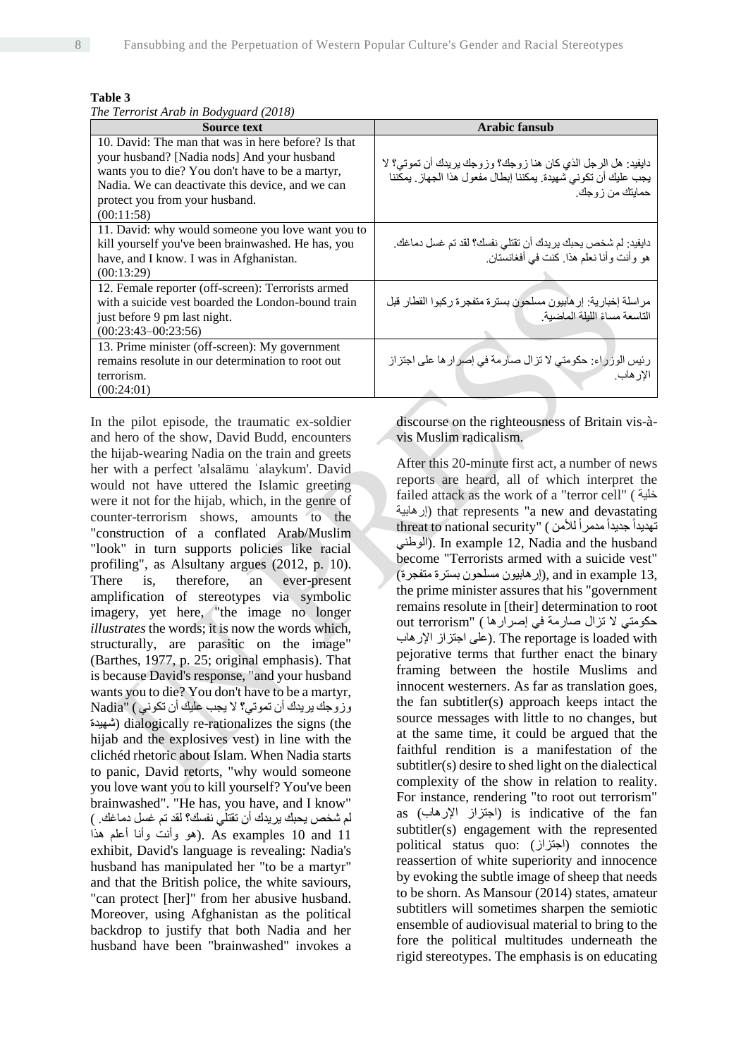**Table 3**

*The Terrorist Arab in Bodyguard (2018)*

| Source text | Arabic fansub |
|---|---|
| 10. David: The man that was in here before? Is that your husband? [Nadia nods] And your husband wants you to die? You don't have to be a martyr, Nadia. We can deactivate this device, and we can protect you from your husband. (00:11:58) | دايفيد: هل الرجل الذي كان هنا زوجك؟ وزوجك يريدك أن تموتي؟ لا يجب عليك أن تكوني شهيدة. يمكننا إبطال مفعول هذا الجهاز. يمكننا حمايتك من زوجك. |
| 11. David: why would someone you love want you to kill yourself you've been brainwashed. He has, you have, and I know. I was in Afghanistan. (00:13:29) | دايفيد: لم شخص يحبك يريدك أن تقتلي نفسك؟ لقد تم غسل دماغك. هو وأنت وأنا نعلم هذا. كنت في أفغانستان. |
| 12. Female reporter (off-screen): Terrorists armed with a suicide vest boarded the London-bound train just before 9 pm last night. (00:23:43–00:23:56) | مراسلة إخبارية: إرهابيون مسلحون بسترة متفجرة ركبوا القطار قبل التاسعة مساء الليلة الماضية. |
| 13. Prime minister (off-screen): My government remains resolute in our determination to root out terrorism. (00:24:01) | رئيس الوزراء: حكومتي لا تزال صارمة في إصرارها على اجتزاز الإرهاب. |

In the pilot episode, the traumatic ex-soldier and hero of the show, David Budd, encounters the hijab-wearing Nadia on the train and greets her with a perfect 'alsalāmu ʿalaykum'. David would not have uttered the Islamic greeting were it not for the hijab, which, in the genre of counter-terrorism shows, amounts to the "construction of a conflated Arab/Muslim "look" in turn supports policies like racial profiling", as Alsultany argues (2012, p. 10). There is, therefore, an ever-present amplification of stereotypes via symbolic imagery, yet here, "the image no longer *illustrates* the words; it is now the words which, structurally, are parasitic on the image" (Barthes, 1977, p. 25; original emphasis). That is because David's response, "and your husband wants you to die? You don't have to be a martyr, Nadia" (وزوجك يريدك أن تموتي؟ لا يجب عليك أن تكوني شهيدة) dialogically re-rationalizes the signs (the hijab and the explosives vest) in line with the clichéd rhetoric about Islam. When Nadia starts to panic, David retorts, "why would someone you love want you to kill yourself? You've been brainwashed". "He has, you have, and I know" (لم شخص يحبك يريدك أن تقتلي نفسك؟ لقد تم غسل دماغك. هو وأنت وأنا أعلم هذا). As examples 10 and 11 exhibit, David's language is revealing: Nadia's husband has manipulated her "to be a martyr" and that the British police, the white saviours, "can protect [her]" from her abusive husband. Moreover, using Afghanistan as the political backdrop to justify that both Nadia and her husband have been "brainwashed" invokes a discourse on the righteousness of Britain vis-à-vis Muslim radicalism.

After this 20-minute first act, a number of news reports are heard, all of which interpret the failed attack as the work of a "terror cell" (خلية إرهابية) that represents "a new and devastating threat to national security" (تهديداً جديداً مدمراً للأمن الوطني). In example 12, Nadia and the husband become "Terrorists armed with a suicide vest" (إرهابيون مسلحون بسترة متفجرة), and in example 13, the prime minister assures that his "government remains resolute in [their] determination to root out terrorism" (حكومتي لا تزال صارمة في إصرارها على اجتزاز الإرهاب). The reportage is loaded with pejorative terms that further enact the binary framing between the hostile Muslims and innocent westerners. As far as translation goes, the fan subtitler(s) approach keeps intact the source messages with little to no changes, but at the same time, it could be argued that the faithful rendition is a manifestation of the subtitler(s) desire to shed light on the dialectical complexity of the show in relation to reality. For instance, rendering "to root out terrorism" as (اجتزاز الإرهاب) is indicative of the fan subtitler(s) engagement with the represented political status quo: (اجتزاز) connotes the reassertion of white superiority and innocence by evoking the subtle image of sheep that needs to be shorn. As Mansour (2014) states, amateur subtitlers will sometimes sharpen the semiotic ensemble of audiovisual material to bring to the fore the political multitudes underneath the rigid stereotypes. The emphasis is on educating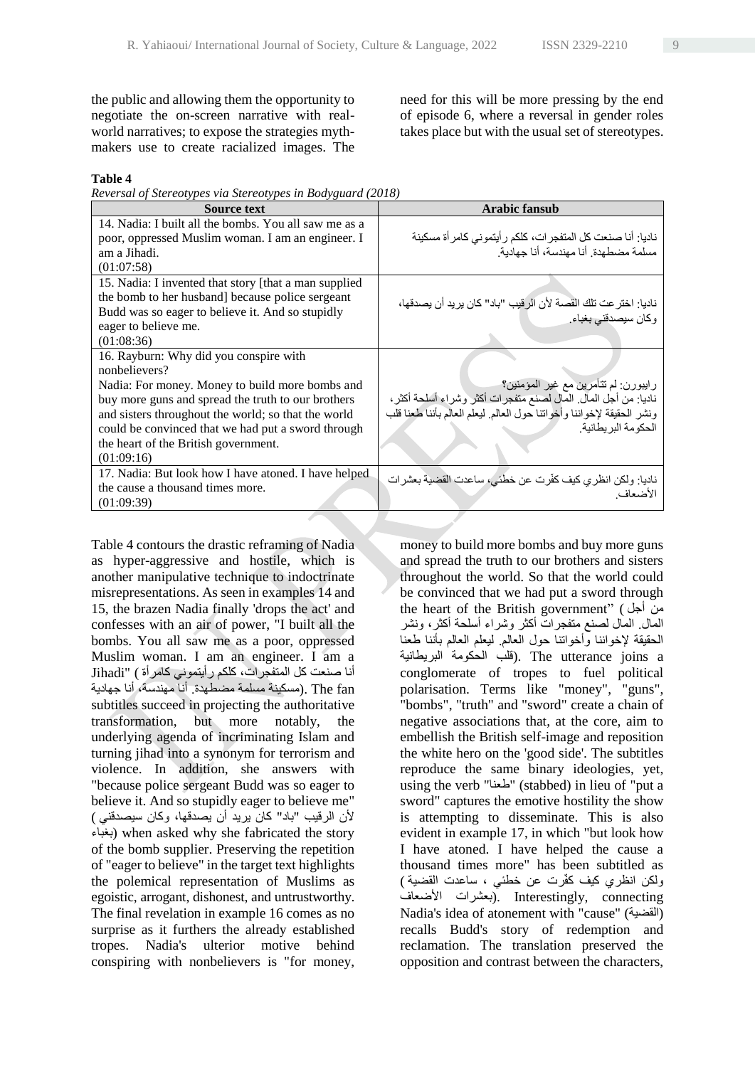the public and allowing them the opportunity to negotiate the on-screen narrative with real-world narratives; to expose the strategies myth-makers use to create racialized images. The need for this will be more pressing by the end of episode 6, where a reversal in gender roles takes place but with the usual set of stereotypes.

**Table 4**

*Reversal of Stereotypes via Stereotypes in Bodyguard (2018)*

| Source text | Arabic fansub |
|---|---|
| 14. Nadia: I built all the bombs. You all saw me as a poor, oppressed Muslim woman. I am an engineer. I am a Jihadi. (01:07:58) | ناديا: أنا صنعت كل المتفجرات، كلكم رأيتموني كامرأة مسكينة مسلمة مضطهدة. أنا مهندسة، أنا جهادية. |
| 15. Nadia: I invented that story [that a man supplied the bomb to her husband] because police sergeant Budd was so eager to believe it. And so stupidly eager to believe me. (01:08:36) | ناديا: اخترعت تلك القصة لأن الرقيب "باد" كان يريد أن يصدقها، وكان سيصدقني بغباء. |
| 16. Rayburn: Why did you conspire with nonbelievers? Nadia: For money. Money to build more bombs and buy more guns and spread the truth to our brothers and sisters throughout the world; so that the world could be convinced that we had put a sword through the heart of the British government. (01:09:16) | رايبورن: لم تتآمرين مع غير المؤمنين؟ ناديا: من أجل المال. المال لصنع متفجرات أكثر وشراء أسلحة أكثر، ونشر الحقيقة لإخواننا وأخواتنا حول العالم. ليعلم العالم بأننا طعنا قلب الحكومة البريطانية. |
| 17. Nadia: But look how I have atoned. I have helped the cause a thousand times more. (01:09:39) | ناديا: ولكن انظري كيف كفّرت عن خطئي، ساعدت القضية بعشرات الأضعاف. |

Table 4 contours the drastic reframing of Nadia as hyper-aggressive and hostile, which is another manipulative technique to indoctrinate misrepresentations. As seen in examples 14 and 15, the brazen Nadia finally 'drops the act' and confesses with an air of power, "I built all the bombs. You all saw me as a poor, oppressed Muslim woman. I am an engineer. I am a Jihadi" (أنا صنعت كل المتفجرات، كلكم رأيتموني كامرأة مسكينة مسلمة مضطهدة. أنا مهندسة، أنا جهادية). The fan subtitles succeed in projecting the authoritative transformation, but more notably, the underlying agenda of incriminating Islam and turning jihad into a synonym for terrorism and violence. In addition, she answers with "because police sergeant Budd was so eager to believe it. And so stupidly eager to believe me" (لأن الرقيب "باد" كان يريد أن يصدقها، وكان سيصدقني بغباء) when asked why she fabricated the story of the bomb supplier. Preserving the repetition of "eager to believe" in the target text highlights the polemical representation of Muslims as egoistic, arrogant, dishonest, and untrustworthy. The final revelation in example 16 comes as no surprise as it furthers the already established tropes. Nadia's ulterior motive behind conspiring with nonbelievers is "for money, money to build more bombs and buy more guns and spread the truth to our brothers and sisters throughout the world. So that the world could be convinced that we had put a sword through the heart of the British government" (من أجل المال. المال لصنع متفجرات أكثر وشراء أسلحة أكثر، ونشر الحقيقة لإخواننا وأخواتنا حول العالم. ليعلم العالم بأننا طعنا قلب الحكومة البريطانية). The utterance joins a conglomerate of tropes to fuel political polarisation. Terms like "money", "guns", "bombs", "truth" and "sword" create a chain of negative associations that, at the core, aim to embellish the British self-image and reposition the white hero on the 'good side'. The subtitles reproduce the same binary ideologies, yet, using the verb "طعنا" (stabbed) in lieu of "put a sword" captures the emotive hostility the show is attempting to disseminate. This is also evident in example 17, in which "but look how I have atoned. I have helped the cause a thousand times more" has been subtitled as (ولكن انظري كيف كفّرت عن خطئي ، ساعدت القضية بعشرات الأضعاف). Interestingly, connecting Nadia's idea of atonement with "cause" (القضية) recalls Budd's story of redemption and reclamation. The translation preserved the opposition and contrast between the characters,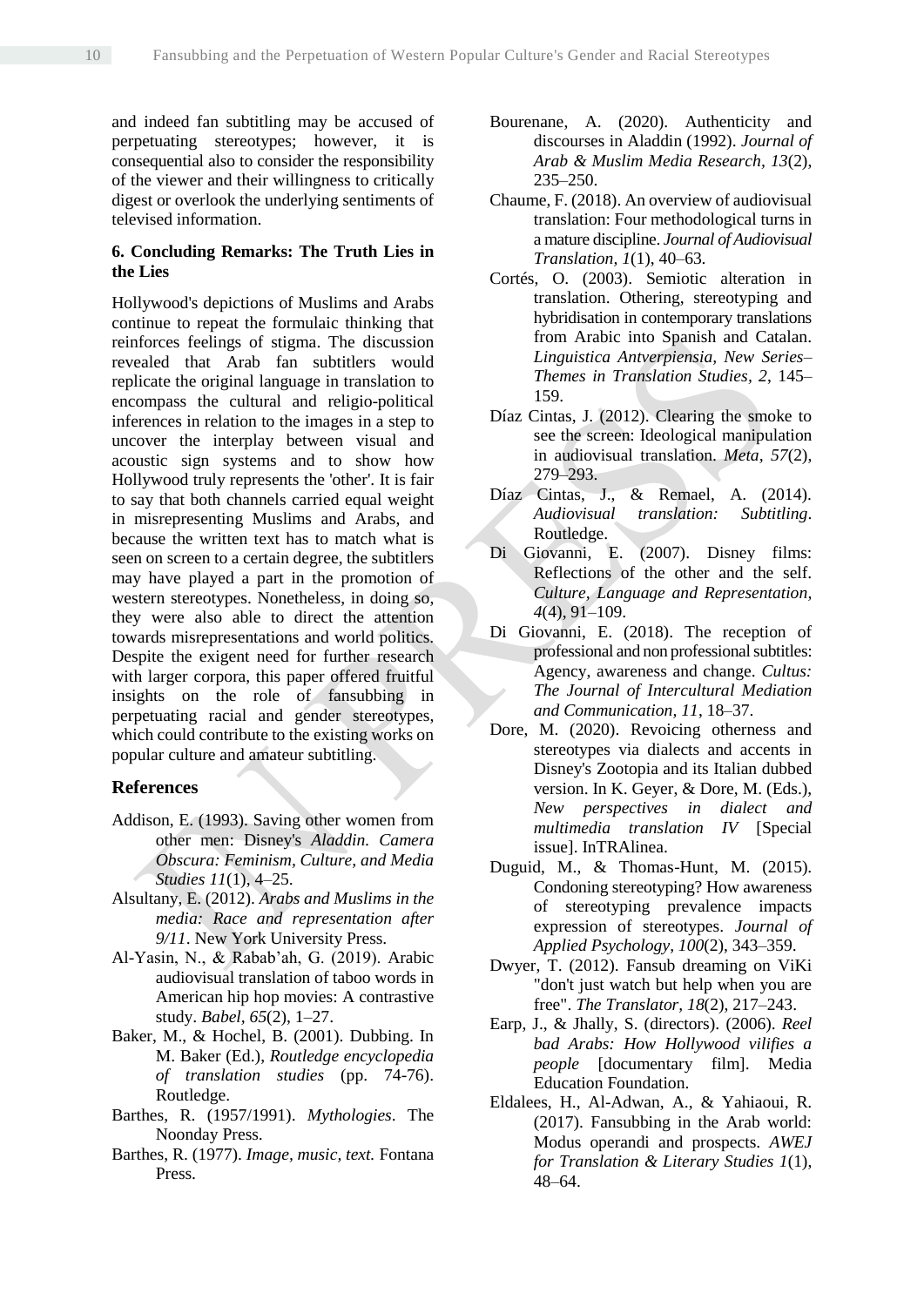and indeed fan subtitling may be accused of perpetuating stereotypes; however, it is consequential also to consider the responsibility of the viewer and their willingness to critically digest or overlook the underlying sentiments of televised information.

### 6. Concluding Remarks: The Truth Lies in the Lies

Hollywood's depictions of Muslims and Arabs continue to repeat the formulaic thinking that reinforces feelings of stigma. The discussion revealed that Arab fan subtitlers would replicate the original language in translation to encompass the cultural and religio-political inferences in relation to the images in a step to uncover the interplay between visual and acoustic sign systems and to show how Hollywood truly represents the 'other'. It is fair to say that both channels carried equal weight in misrepresenting Muslims and Arabs, and because the written text has to match what is seen on screen to a certain degree, the subtitlers may have played a part in the promotion of western stereotypes. Nonetheless, in doing so, they were also able to direct the attention towards misrepresentations and world politics. Despite the exigent need for further research with larger corpora, this paper offered fruitful insights on the role of fansubbing in perpetuating racial and gender stereotypes, which could contribute to the existing works on popular culture and amateur subtitling.

## References

Addison, E. (1993). Saving other women from other men: Disney's *Aladdin*. *Camera Obscura: Feminism, Culture, and Media Studies 11*(1), 4–25.

Alsultany, E. (2012). *Arabs and Muslims in the media: Race and representation after 9/11*. New York University Press.

Al-Yasin, N., & Rabab'ah, G. (2019). Arabic audiovisual translation of taboo words in American hip hop movies: A contrastive study. *Babel, 65*(2), 1–27.

Baker, M., & Hochel, B. (2001). Dubbing. In M. Baker (Ed.), *Routledge encyclopedia of translation studies* (pp. 74-76). Routledge.

Barthes, R. (1957/1991). *Mythologies*. The Noonday Press.

Barthes, R. (1977). *Image, music, text.* Fontana Press.

Bourenane, A. (2020). Authenticity and discourses in Aladdin (1992). *Journal of Arab & Muslim Media Research, 13*(2), 235–250.

Chaume, F. (2018). An overview of audiovisual translation: Four methodological turns in a mature discipline. *Journal of Audiovisual Translation, 1*(1), 40–63.

Cortés, O. (2003). Semiotic alteration in translation. Othering, stereotyping and hybridisation in contemporary translations from Arabic into Spanish and Catalan. *Linguistica Antverpiensia, New Series– Themes in Translation Studies, 2*, 145–159.

Díaz Cintas, J. (2012). Clearing the smoke to see the screen: Ideological manipulation in audiovisual translation. *Meta, 57*(2), 279–293.

Díaz Cintas, J., & Remael, A. (2014). *Audiovisual translation: Subtitling*. Routledge.

Di Giovanni, E. (2007). Disney films: Reflections of the other and the self. *Culture, Language and Representation, 4*(4), 91–109.

Di Giovanni, E. (2018). The reception of professional and non professional subtitles: Agency, awareness and change. *Cultus: The Journal of Intercultural Mediation and Communication, 11*, 18–37.

Dore, M. (2020). Revoicing otherness and stereotypes via dialects and accents in Disney's Zootopia and its Italian dubbed version. In K. Geyer, & Dore, M. (Eds.), *New perspectives in dialect and multimedia translation IV* [Special issue]. InTRAlinea.

Duguid, M., & Thomas-Hunt, M. (2015). Condoning stereotyping? How awareness of stereotyping prevalence impacts expression of stereotypes. *Journal of Applied Psychology, 100*(2), 343–359.

Dwyer, T. (2012). Fansub dreaming on ViKi "don't just watch but help when you are free". *The Translator, 18*(2), 217–243.

Earp, J., & Jhally, S. (directors). (2006). *Reel bad Arabs: How Hollywood vilifies a people* [documentary film]. Media Education Foundation.

Eldalees, H., Al-Adwan, A., & Yahiaoui, R. (2017). Fansubbing in the Arab world: Modus operandi and prospects. *AWEJ for Translation & Literary Studies 1*(1), 48–64.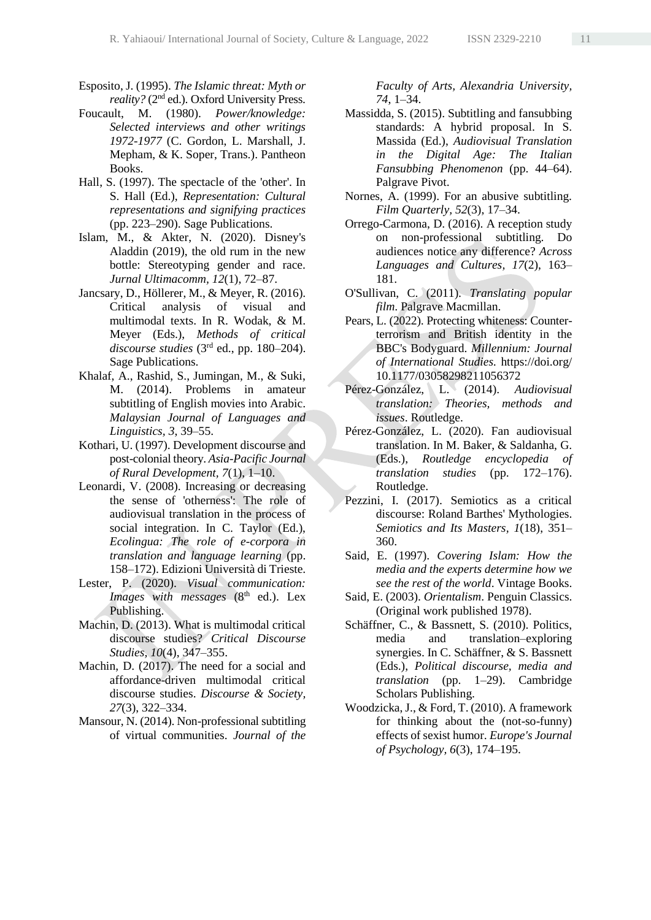Esposito, J. (1995). *The Islamic threat: Myth or reality?* (2nd ed.). Oxford University Press.

Foucault, M. (1980). *Power/knowledge: Selected interviews and other writings 1972-1977* (C. Gordon, L. Marshall, J. Mepham, & K. Soper, Trans.). Pantheon Books.

Hall, S. (1997). The spectacle of the 'other'. In S. Hall (Ed.), *Representation: Cultural representations and signifying practices* (pp. 223–290). Sage Publications.

Islam, M., & Akter, N. (2020). Disney's Aladdin (2019), the old rum in the new bottle: Stereotyping gender and race. *Jurnal Ultimacomm, 12*(1), 72–87.

Jancsary, D., Höllerer, M., & Meyer, R. (2016). Critical analysis of visual and multimodal texts. In R. Wodak, & M. Meyer (Eds.), *Methods of critical discourse studies* (3rd ed., pp. 180–204). Sage Publications.

Khalaf, A., Rashid, S., Jumingan, M., & Suki, M. (2014). Problems in amateur subtitling of English movies into Arabic. *Malaysian Journal of Languages and Linguistics, 3*, 39–55.

Kothari, U. (1997). Development discourse and post-colonial theory. *Asia-Pacific Journal of Rural Development, 7*(1), 1–10.

Leonardi, V. (2008). Increasing or decreasing the sense of 'otherness': The role of audiovisual translation in the process of social integration. In C. Taylor (Ed.), *Ecolingua: The role of e-corpora in translation and language learning* (pp. 158–172). Edizioni Università di Trieste.

Lester, P. (2020). *Visual communication: Images with messages* (8th ed.). Lex Publishing.

Machin, D. (2013). What is multimodal critical discourse studies? *Critical Discourse Studies, 10*(4), 347–355.

Machin, D. (2017). The need for a social and affordance-driven multimodal critical discourse studies. *Discourse & Society, 27*(3), 322–334.

Mansour, N. (2014). Non-professional subtitling of virtual communities. *Journal of the Faculty of Arts, Alexandria University, 74*, 1–34.

Massidda, S. (2015). Subtitling and fansubbing standards: A hybrid proposal. In S. Massida (Ed.), *Audiovisual Translation in the Digital Age: The Italian Fansubbing Phenomenon* (pp. 44–64). Palgrave Pivot.

Nornes, A. (1999). For an abusive subtitling. *Film Quarterly, 52*(3), 17–34.

Orrego-Carmona, D. (2016). A reception study on non-professional subtitling. Do audiences notice any difference? *Across Languages and Cultures, 17*(2), 163–181.

O'Sullivan, C. (2011). *Translating popular film*. Palgrave Macmillan.

Pears, L. (2022). Protecting whiteness: Counter-terrorism and British identity in the BBC's Bodyguard. *Millennium: Journal of International Studies.* https://doi.org/10.1177/03058298211056372

Pérez-González, L. (2014). *Audiovisual translation: Theories, methods and issues*. Routledge.

Pérez-González, L. (2020). Fan audiovisual translation. In M. Baker, & Saldanha, G. (Eds.), *Routledge encyclopedia of translation studies* (pp. 172–176). Routledge.

Pezzini, I. (2017). Semiotics as a critical discourse: Roland Barthes' Mythologies. *Semiotics and Its Masters, 1*(18), 351–360.

Said, E. (1997). *Covering Islam: How the media and the experts determine how we see the rest of the world*. Vintage Books.

Said, E. (2003). *Orientalism*. Penguin Classics. (Original work published 1978).

Schäffner, C., & Bassnett, S. (2010). Politics, media and translation–exploring synergies. In C. Schäffner, & S. Bassnett (Eds.), *Political discourse, media and translation* (pp. 1–29). Cambridge Scholars Publishing.

Woodzicka, J., & Ford, T. (2010). A framework for thinking about the (not-so-funny) effects of sexist humor. *Europe's Journal of Psychology, 6*(3), 174–195.